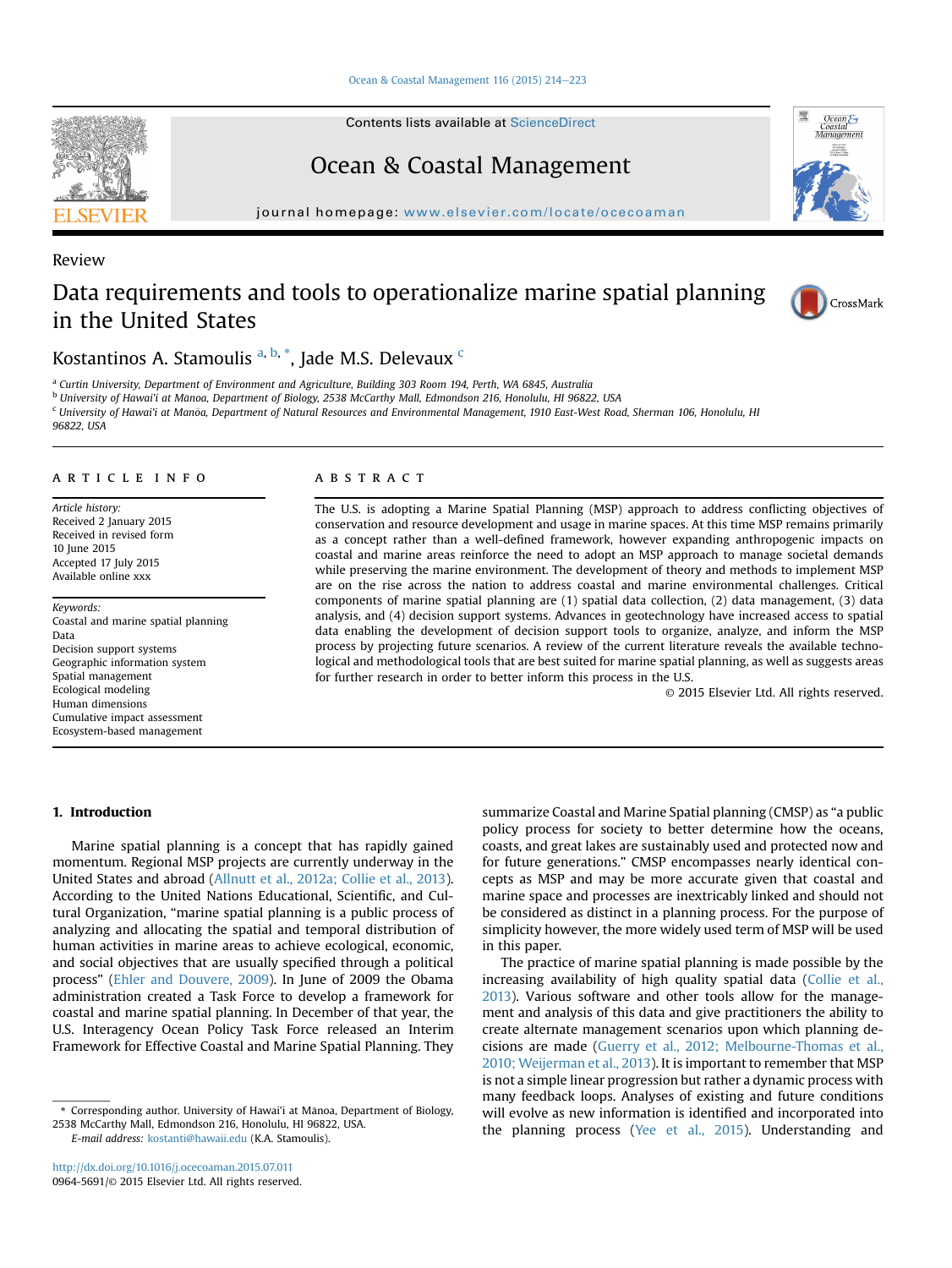Contents lists available at ScienceDirect

# Ocean & Coastal Management

journal homepage: www.elsevier.com/locate/ocecoaman

Review

# Data requirements and tools to operationalize marine spatial planning in the United States

Kostantinos A. Stamoulis [a, b, *], Jade M.S. Delevaux [c]

[a] Curtin University, Department of Environment and Agriculture, Building 303 Room 194, Perth, WA 6845, Australia
[b] University of Hawai'i at Mānoa, Department of Biology, 2538 McCarthy Mall, Edmondson 216, Honolulu, HI 96822, USA
[c] University of Hawai'i at Manōa, Department of Natural Resources and Environmental Management, 1910 East-West Road, Sherman 106, Honolulu, HI 96822, USA

## ARTICLE INFO

*Article history:*
Received 2 January 2015
Received in revised form
10 June 2015
Accepted 17 July 2015
Available online xxx

*Keywords:*
Coastal and marine spatial planning
Data
Decision support systems
Geographic information system
Spatial management
Ecological modeling
Human dimensions
Cumulative impact assessment
Ecosystem-based management

## ABSTRACT

The U.S. is adopting a Marine Spatial Planning (MSP) approach to address conflicting objectives of conservation and resource development and usage in marine spaces. At this time MSP remains primarily as a concept rather than a well-defined framework, however expanding anthropogenic impacts on coastal and marine areas reinforce the need to adopt an MSP approach to manage societal demands while preserving the marine environment. The development of theory and methods to implement MSP are on the rise across the nation to address coastal and marine environmental challenges. Critical components of marine spatial planning are (1) spatial data collection, (2) data management, (3) data analysis, and (4) decision support systems. Advances in geotechnology have increased access to spatial data enabling the development of decision support tools to organize, analyze, and inform the MSP process by projecting future scenarios. A review of the current literature reveals the available technological and methodological tools that are best suited for marine spatial planning, as well as suggests areas for further research in order to better inform this process in the U.S.

© 2015 Elsevier Ltd. All rights reserved.

## 1. Introduction

Marine spatial planning is a concept that has rapidly gained momentum. Regional MSP projects are currently underway in the United States and abroad (Allnutt et al., 2012a; Collie et al., 2013). According to the United Nations Educational, Scientific, and Cultural Organization, "marine spatial planning is a public process of analyzing and allocating the spatial and temporal distribution of human activities in marine areas to achieve ecological, economic, and social objectives that are usually specified through a political process" (Ehler and Douvere, 2009). In June of 2009 the Obama administration created a Task Force to develop a framework for coastal and marine spatial planning. In December of that year, the U.S. Interagency Ocean Policy Task Force released an Interim Framework for Effective Coastal and Marine Spatial Planning. They summarize Coastal and Marine Spatial planning (CMSP) as "a public policy process for society to better determine how the oceans, coasts, and great lakes are sustainably used and protected now and for future generations." CMSP encompasses nearly identical concepts as MSP and may be more accurate given that coastal and marine space and processes are inextricably linked and should not be considered as distinct in a planning process. For the purpose of simplicity however, the more widely used term of MSP will be used in this paper.

The practice of marine spatial planning is made possible by the increasing availability of high quality spatial data (Collie et al., 2013). Various software and other tools allow for the management and analysis of this data and give practitioners the ability to create alternate management scenarios upon which planning decisions are made (Guerry et al., 2012; Melbourne-Thomas et al., 2010; Weijerman et al., 2013). It is important to remember that MSP is not a simple linear progression but rather a dynamic process with many feedback loops. Analyses of existing and future conditions will evolve as new information is identified and incorporated into the planning process (Yee et al., 2015). Understanding and

* Corresponding author. University of Hawai'i at Mānoa, Department of Biology, 2538 McCarthy Mall, Edmondson 216, Honolulu, HI 96822, USA.
*E-mail address:* kostanti@hawaii.edu (K.A. Stamoulis).

http://dx.doi.org/10.1016/j.ocecoaman.2015.07.011
0964-5691/© 2015 Elsevier Ltd. All rights reserved.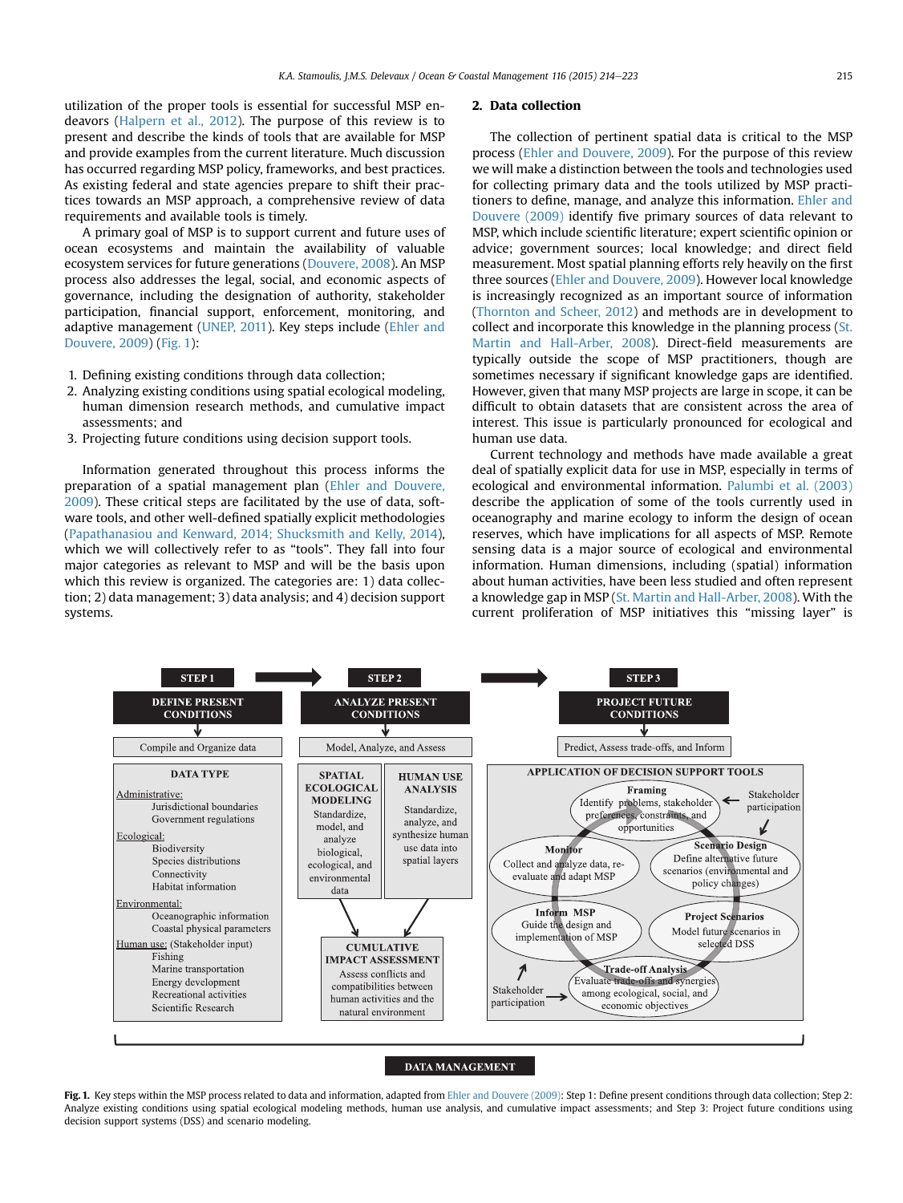utilization of the proper tools is essential for successful MSP endeavors (Halpern et al., 2012). The purpose of this review is to present and describe the kinds of tools that are available for MSP and provide examples from the current literature. Much discussion has occurred regarding MSP policy, frameworks, and best practices. As existing federal and state agencies prepare to shift their practices towards an MSP approach, a comprehensive review of data requirements and available tools is timely.

A primary goal of MSP is to support current and future uses of ocean ecosystems and maintain the availability of valuable ecosystem services for future generations (Douvere, 2008). An MSP process also addresses the legal, social, and economic aspects of governance, including the designation of authority, stakeholder participation, financial support, enforcement, monitoring, and adaptive management (UNEP, 2011). Key steps include (Ehler and Douvere, 2009) (Fig. 1):

1. Defining existing conditions through data collection;
2. Analyzing existing conditions using spatial ecological modeling, human dimension research methods, and cumulative impact assessments; and
3. Projecting future conditions using decision support tools.

Information generated throughout this process informs the preparation of a spatial management plan (Ehler and Douvere, 2009). These critical steps are facilitated by the use of data, software tools, and other well-defined spatially explicit methodologies (Papathanasiou and Kenward, 2014; Shucksmith and Kelly, 2014), which we will collectively refer to as "tools". They fall into four major categories as relevant to MSP and will be the basis upon which this review is organized. The categories are: 1) data collection; 2) data management; 3) data analysis; and 4) decision support systems.

## 2. Data collection

The collection of pertinent spatial data is critical to the MSP process (Ehler and Douvere, 2009). For the purpose of this review we will make a distinction between the tools and technologies used for collecting primary data and the tools utilized by MSP practitioners to define, manage, and analyze this information. Ehler and Douvere (2009) identify five primary sources of data relevant to MSP, which include scientific literature; expert scientific opinion or advice; government sources; local knowledge; and direct field measurement. Most spatial planning efforts rely heavily on the first three sources (Ehler and Douvere, 2009). However local knowledge is increasingly recognized as an important source of information (Thornton and Scheer, 2012) and methods are in development to collect and incorporate this knowledge in the planning process (St. Martin and Hall-Arber, 2008). Direct-field measurements are typically outside the scope of MSP practitioners, though are sometimes necessary if significant knowledge gaps are identified. However, given that many MSP projects are large in scope, it can be difficult to obtain datasets that are consistent across the area of interest. This issue is particularly pronounced for ecological and human use data.

Current technology and methods have made available a great deal of spatially explicit data for use in MSP, especially in terms of ecological and environmental information. Palumbi et al. (2003) describe the application of some of the tools currently used in oceanography and marine ecology to inform the design of ocean reserves, which have implications for all aspects of MSP. Remote sensing data is a major source of ecological and environmental information. Human dimensions, including (spatial) information about human activities, have been less studied and often represent a knowledge gap in MSP (St. Martin and Hall-Arber, 2008). With the current proliferation of MSP initiatives this "missing layer" is

STEP 1
DEFINE PRESENT CONDITIONS
Compile and Organize data

DATA TYPE
Administrative:
Jurisdictional boundaries
Government regulations
Ecological:
Biodiversity
Species distributions
Connectivity
Habitat information
Environmental:
Oceanographic information
Coastal physical parameters
Human use: (Stakeholder input)
Fishing
Marine transportation
Energy development
Recreational activities
Scientific Research

STEP 2
ANALYZE PRESENT CONDITIONS
Model, Analyze, and Assess

SPATIAL ECOLOGICAL MODELING
Standardize, model, and analyze biological, ecological, and environmental data

HUMAN USE ANALYSIS
Standardize, analyze, and synthesize human use data into spatial layers

CUMULATIVE IMPACT ASSESSMENT
Assess conflicts and compatibilities between human activities and the natural environment

STEP 3
PROJECT FUTURE CONDITIONS
Predict, Assess trade-offs, and Inform

APPLICATION OF DECISION SUPPORT TOOLS
Framing
Identify problems, stakeholder preferences, constraints, and opportunities
Stakeholder participation
Scenario Design
Define alternative future scenarios (environmental and policy changes)
Project Scenarios
Model future scenarios in selected DSS
Trade-off Analysis
Evaluate trade-offs and synergies among ecological, social, and economic objectives
Stakeholder participation
Inform MSP
Guide the design and implementation of MSP
Monitor
Collect and analyze data, re-evaluate and adapt MSP

DATA MANAGEMENT

**Fig. 1.** Key steps within the MSP process related to data and information, adapted from Ehler and Douvere (2009): Step 1: Define present conditions through data collection; Step 2: Analyze existing conditions using spatial ecological modeling methods, human use analysis, and cumulative impact assessments; and Step 3: Project future conditions using decision support systems (DSS) and scenario modeling.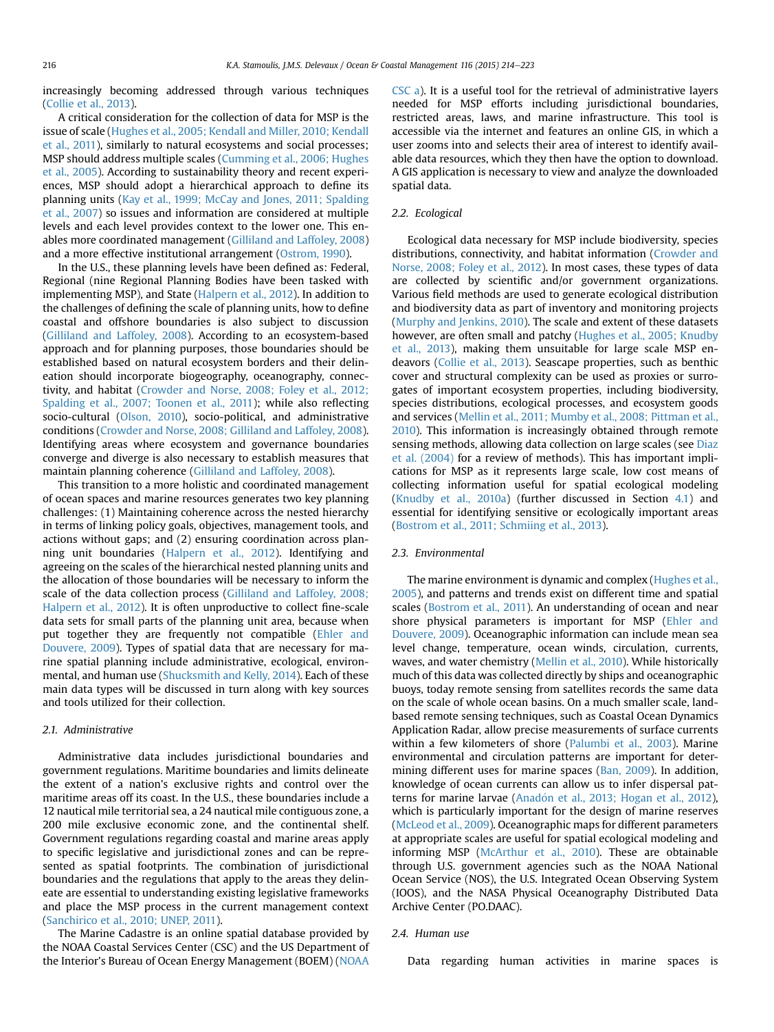increasingly becoming addressed through various techniques (Collie et al., 2013).

A critical consideration for the collection of data for MSP is the issue of scale (Hughes et al., 2005; Kendall and Miller, 2010; Kendall et al., 2011), similarly to natural ecosystems and social processes; MSP should address multiple scales (Cumming et al., 2006; Hughes et al., 2005). According to sustainability theory and recent experiences, MSP should adopt a hierarchical approach to define its planning units (Kay et al., 1999; McCay and Jones, 2011; Spalding et al., 2007) so issues and information are considered at multiple levels and each level provides context to the lower one. This enables more coordinated management (Gilliland and Laffoley, 2008) and a more effective institutional arrangement (Ostrom, 1990).

In the U.S., these planning levels have been defined as: Federal, Regional (nine Regional Planning Bodies have been tasked with implementing MSP), and State (Halpern et al., 2012). In addition to the challenges of defining the scale of planning units, how to define coastal and offshore boundaries is also subject to discussion (Gilliland and Laffoley, 2008). According to an ecosystem-based approach and for planning purposes, those boundaries should be established based on natural ecosystem borders and their delineation should incorporate biogeography, oceanography, connectivity, and habitat (Crowder and Norse, 2008; Foley et al., 2012; Spalding et al., 2007; Toonen et al., 2011); while also reflecting socio-cultural (Olson, 2010), socio-political, and administrative conditions (Crowder and Norse, 2008; Gilliland and Laffoley, 2008). Identifying areas where ecosystem and governance boundaries converge and diverge is also necessary to establish measures that maintain planning coherence (Gilliland and Laffoley, 2008).

This transition to a more holistic and coordinated management of ocean spaces and marine resources generates two key planning challenges: (1) Maintaining coherence across the nested hierarchy in terms of linking policy goals, objectives, management tools, and actions without gaps; and (2) ensuring coordination across planning unit boundaries (Halpern et al., 2012). Identifying and agreeing on the scales of the hierarchical nested planning units and the allocation of those boundaries will be necessary to inform the scale of the data collection process (Gilliland and Laffoley, 2008; Halpern et al., 2012). It is often unproductive to collect fine-scale data sets for small parts of the planning unit area, because when put together they are frequently not compatible (Ehler and Douvere, 2009). Types of spatial data that are necessary for marine spatial planning include administrative, ecological, environmental, and human use (Shucksmith and Kelly, 2014). Each of these main data types will be discussed in turn along with key sources and tools utilized for their collection.

### 2.1. Administrative

Administrative data includes jurisdictional boundaries and government regulations. Maritime boundaries and limits delineate the extent of a nation's exclusive rights and control over the maritime areas off its coast. In the U.S., these boundaries include a 12 nautical mile territorial sea, a 24 nautical mile contiguous zone, a 200 mile exclusive economic zone, and the continental shelf. Government regulations regarding coastal and marine areas apply to specific legislative and jurisdictional zones and can be represented as spatial footprints. The combination of jurisdictional boundaries and the regulations that apply to the areas they delineate are essential to understanding existing legislative frameworks and place the MSP process in the current management context (Sanchirico et al., 2010; UNEP, 2011).

The Marine Cadastre is an online spatial database provided by the NOAA Coastal Services Center (CSC) and the US Department of the Interior's Bureau of Ocean Energy Management (BOEM) (NOAA CSC a). It is a useful tool for the retrieval of administrative layers needed for MSP efforts including jurisdictional boundaries, restricted areas, laws, and marine infrastructure. This tool is accessible via the internet and features an online GIS, in which a user zooms into and selects their area of interest to identify available data resources, which they then have the option to download. A GIS application is necessary to view and analyze the downloaded spatial data.

### 2.2. Ecological

Ecological data necessary for MSP include biodiversity, species distributions, connectivity, and habitat information (Crowder and Norse, 2008; Foley et al., 2012). In most cases, these types of data are collected by scientific and/or government organizations. Various field methods are used to generate ecological distribution and biodiversity data as part of inventory and monitoring projects (Murphy and Jenkins, 2010). The scale and extent of these datasets however, are often small and patchy (Hughes et al., 2005; Knudby et al., 2013), making them unsuitable for large scale MSP endeavors (Collie et al., 2013). Seascape properties, such as benthic cover and structural complexity can be used as proxies or surrogates of important ecosystem properties, including biodiversity, species distributions, ecological processes, and ecosystem goods and services (Mellin et al., 2011; Mumby et al., 2008; Pittman et al., 2010). This information is increasingly obtained through remote sensing methods, allowing data collection on large scales (see Diaz et al. (2004) for a review of methods). This has important implications for MSP as it represents large scale, low cost means of collecting information useful for spatial ecological modeling (Knudby et al., 2010a) (further discussed in Section 4.1) and essential for identifying sensitive or ecologically important areas (Bostrom et al., 2011; Schmiing et al., 2013).

### 2.3. Environmental

The marine environment is dynamic and complex (Hughes et al., 2005), and patterns and trends exist on different time and spatial scales (Bostrom et al., 2011). An understanding of ocean and near shore physical parameters is important for MSP (Ehler and Douvere, 2009). Oceanographic information can include mean sea level change, temperature, ocean winds, circulation, currents, waves, and water chemistry (Mellin et al., 2010). While historically much of this data was collected directly by ships and oceanographic buoys, today remote sensing from satellites records the same data on the scale of whole ocean basins. On a much smaller scale, land-based remote sensing techniques, such as Coastal Ocean Dynamics Application Radar, allow precise measurements of surface currents within a few kilometers of shore (Palumbi et al., 2003). Marine environmental and circulation patterns are important for determining different uses for marine spaces (Ban, 2009). In addition, knowledge of ocean currents can allow us to infer dispersal patterns for marine larvae (Anadón et al., 2013; Hogan et al., 2012), which is particularly important for the design of marine reserves (McLeod et al., 2009). Oceanographic maps for different parameters at appropriate scales are useful for spatial ecological modeling and informing MSP (McArthur et al., 2010). These are obtainable through U.S. government agencies such as the NOAA National Ocean Service (NOS), the U.S. Integrated Ocean Observing System (IOOS), and the NASA Physical Oceanography Distributed Data Archive Center (PO.DAAC).

### 2.4. Human use

Data regarding human activities in marine spaces is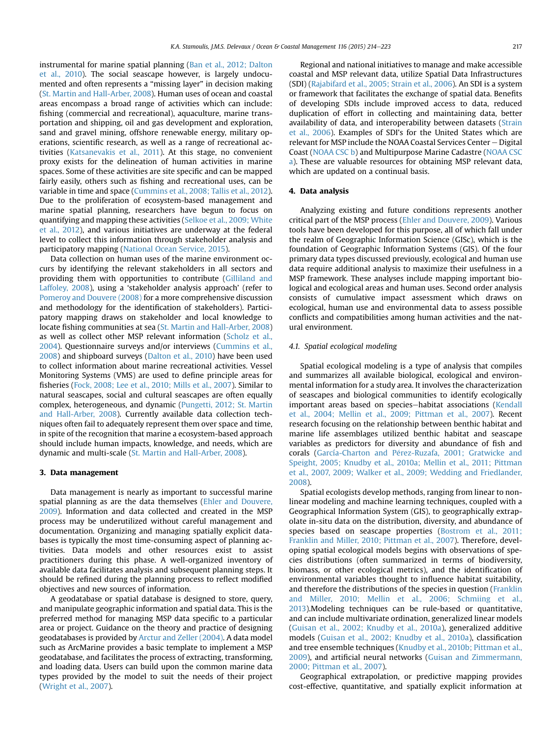instrumental for marine spatial planning (Ban et al., 2012; Dalton et al., 2010). The social seascape however, is largely undocumented and often represents a “missing layer” in decision making (St. Martin and Hall-Arber, 2008). Human uses of ocean and coastal areas encompass a broad range of activities which can include: fishing (commercial and recreational), aquaculture, marine transportation and shipping, oil and gas development and exploration, sand and gravel mining, offshore renewable energy, military operations, scientific research, as well as a range of recreational activities (Katsanevakis et al., 2011). At this stage, no convenient proxy exists for the delineation of human activities in marine spaces. Some of these activities are site specific and can be mapped fairly easily, others such as fishing and recreational uses, can be variable in time and space (Cummins et al., 2008; Tallis et al., 2012). Due to the proliferation of ecosystem-based management and marine spatial planning, researchers have begun to focus on quantifying and mapping these activities (Selkoe et al., 2009; White et al., 2012), and various initiatives are underway at the federal level to collect this information through stakeholder analysis and participatory mapping (National Ocean Service, 2015).

Data collection on human uses of the marine environment occurs by identifying the relevant stakeholders in all sectors and providing them with opportunities to contribute (Gilliland and Laffoley, 2008), using a ‘stakeholder analysis approach’ (refer to Pomeroy and Douvere (2008) for a more comprehensive discussion and methodology for the identification of stakeholders). Participatory mapping draws on stakeholder and local knowledge to locate fishing communities at sea (St. Martin and Hall-Arber, 2008) as well as collect other MSP relevant information (Scholz et al., 2004). Questionnaire surveys and/or interviews (Cummins et al., 2008) and shipboard surveys (Dalton et al., 2010) have been used to collect information about marine recreational activities. Vessel Monitoring Systems (VMS) are used to define principle areas for fisheries (Fock, 2008; Lee et al., 2010; Mills et al., 2007). Similar to natural seascapes, social and cultural seascapes are often equally complex, heterogeneous, and dynamic (Pungetti, 2012; St. Martin and Hall-Arber, 2008). Currently available data collection techniques often fail to adequately represent them over space and time, in spite of the recognition that marine a ecosystem-based approach should include human impacts, knowledge, and needs, which are dynamic and multi-scale (St. Martin and Hall-Arber, 2008).

## 3. Data management

Data management is nearly as important to successful marine spatial planning as are the data themselves (Ehler and Douvere, 2009). Information and data collected and created in the MSP process may be underutilized without careful management and documentation. Organizing and managing spatially explicit databases is typically the most time-consuming aspect of planning activities. Data models and other resources exist to assist practitioners during this phase. A well-organized inventory of available data facilitates analysis and subsequent planning steps. It should be refined during the planning process to reflect modified objectives and new sources of information.

A geodatabase or spatial database is designed to store, query, and manipulate geographic information and spatial data. This is the preferred method for managing MSP data specific to a particular area or project. Guidance on the theory and practice of designing geodatabases is provided by Arctur and Zeller (2004). A data model such as ArcMarine provides a basic template to implement a MSP geodatabase, and facilitates the process of extracting, transforming, and loading data. Users can build upon the common marine data types provided by the model to suit the needs of their project (Wright et al., 2007).

Regional and national initiatives to manage and make accessible coastal and MSP relevant data, utilize Spatial Data Infrastructures (SDI) (Rajabifard et al., 2005; Strain et al., 2006). An SDI is a system or framework that facilitates the exchange of spatial data. Benefits of developing SDIs include improved access to data, reduced duplication of effort in collecting and maintaining data, better availability of data, and interoperability between datasets (Strain et al., 2006). Examples of SDI's for the United States which are relevant for MSP include the NOAA Coastal Services Center – Digital Coast (NOAA CSC b) and Multipurpose Marine Cadastre (NOAA CSC a). These are valuable resources for obtaining MSP relevant data, which are updated on a continual basis.

## 4. Data analysis

Analyzing existing and future conditions represents another critical part of the MSP process (Ehler and Douvere, 2009). Various tools have been developed for this purpose, all of which fall under the realm of Geographic Information Science (GISc), which is the foundation of Geographic Information Systems (GIS). Of the four primary data types discussed previously, ecological and human use data require additional analysis to maximize their usefulness in a MSP framework. These analyses include mapping important biological and ecological areas and human uses. Second order analysis consists of cumulative impact assessment which draws on ecological, human use and environmental data to assess possible conflicts and compatibilities among human activities and the natural environment.

### 4.1. Spatial ecological modeling

Spatial ecological modeling is a type of analysis that compiles and summarizes all available biological, ecological and environmental information for a study area. It involves the characterization of seascapes and biological communities to identify ecologically important areas based on species–habitat associations (Kendall et al., 2004; Mellin et al., 2009; Pittman et al., 2007). Recent research focusing on the relationship between benthic habitat and marine life assemblages utilized benthic habitat and seascape variables as predictors for diversity and abundance of fish and corals (García-Charton and Pérez-Ruzafa, 2001; Gratwicke and Speight, 2005; Knudby et al., 2010a; Mellin et al., 2011; Pittman et al., 2007, 2009; Walker et al., 2009; Wedding and Friedlander, 2008).

Spatial ecologists develop methods, ranging from linear to non-linear modeling and machine learning techniques, coupled with a Geographical Information System (GIS), to geographically extrapolate in-situ data on the distribution, diversity, and abundance of species based on seascape properties (Bostrom et al., 2011; Franklin and Miller, 2010; Pittman et al., 2007). Therefore, developing spatial ecological models begins with observations of species distributions (often summarized in terms of biodiversity, biomass, or other ecological metrics), and the identification of environmental variables thought to influence habitat suitability, and therefore the distributions of the species in question (Franklin and Miller, 2010; Mellin et al., 2006; Schmiing et al., 2013).Modeling techniques can be rule-based or quantitative, and can include multivariate ordination, generalized linear models (Guisan et al., 2002; Knudby et al., 2010a), generalized additive models (Guisan et al., 2002; Knudby et al., 2010a), classification and tree ensemble techniques (Knudby et al., 2010b; Pittman et al., 2009), and artificial neural networks (Guisan and Zimmermann, 2000; Pittman et al., 2007).

Geographical extrapolation, or predictive mapping provides cost-effective, quantitative, and spatially explicit information at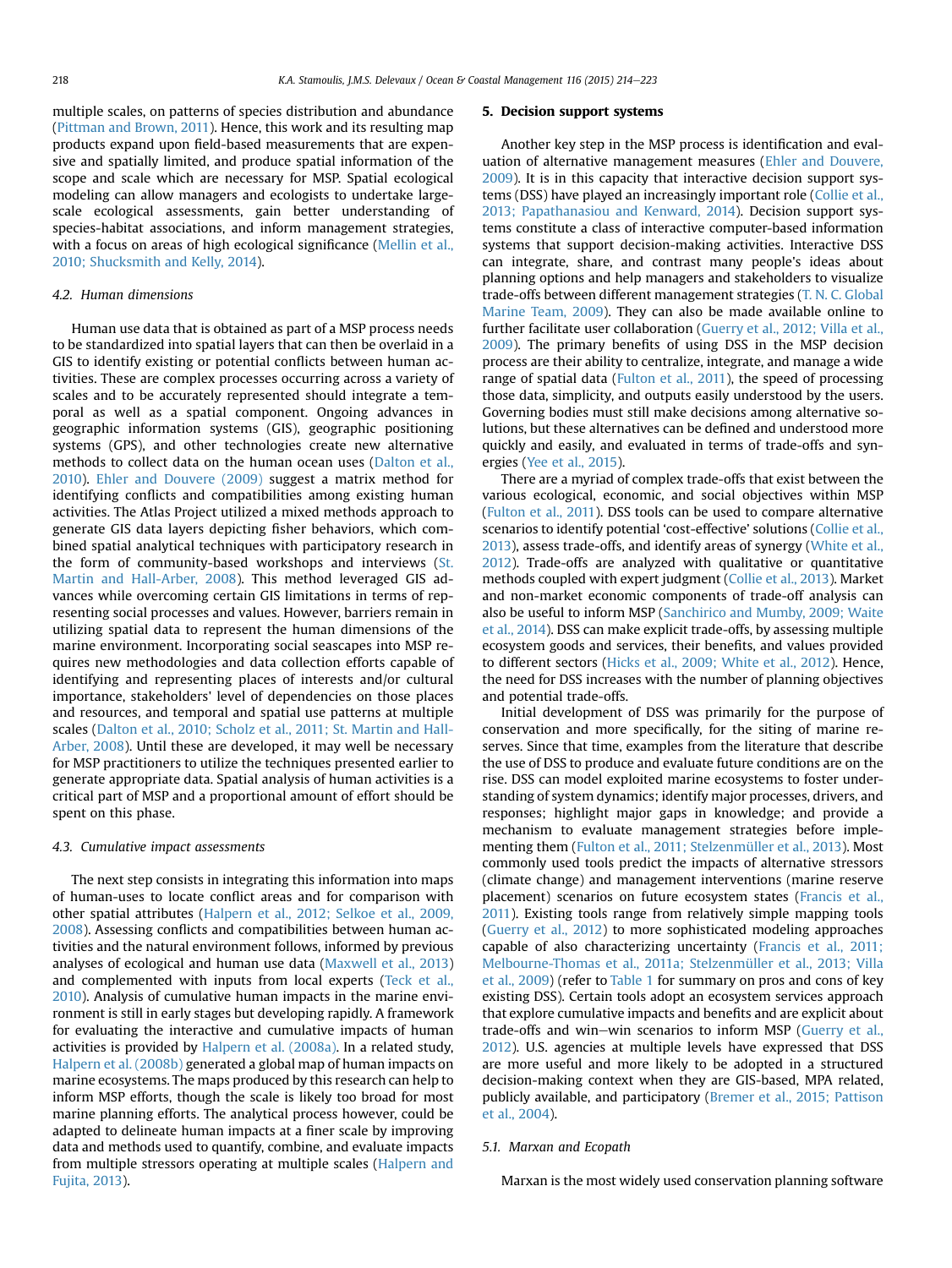multiple scales, on patterns of species distribution and abundance (Pittman and Brown, 2011). Hence, this work and its resulting map products expand upon field-based measurements that are expensive and spatially limited, and produce spatial information of the scope and scale which are necessary for MSP. Spatial ecological modeling can allow managers and ecologists to undertake large-scale ecological assessments, gain better understanding of species-habitat associations, and inform management strategies, with a focus on areas of high ecological significance (Mellin et al., 2010; Shucksmith and Kelly, 2014).

### 4.2. Human dimensions

Human use data that is obtained as part of a MSP process needs to be standardized into spatial layers that can then be overlaid in a GIS to identify existing or potential conflicts between human activities. These are complex processes occurring across a variety of scales and to be accurately represented should integrate a temporal as well as a spatial component. Ongoing advances in geographic information systems (GIS), geographic positioning systems (GPS), and other technologies create new alternative methods to collect data on the human ocean uses (Dalton et al., 2010). Ehler and Douvere (2009) suggest a matrix method for identifying conflicts and compatibilities among existing human activities. The Atlas Project utilized a mixed methods approach to generate GIS data layers depicting fisher behaviors, which combined spatial analytical techniques with participatory research in the form of community-based workshops and interviews (St. Martin and Hall-Arber, 2008). This method leveraged GIS advances while overcoming certain GIS limitations in terms of representing social processes and values. However, barriers remain in utilizing spatial data to represent the human dimensions of the marine environment. Incorporating social seascapes into MSP requires new methodologies and data collection efforts capable of identifying and representing places of interests and/or cultural importance, stakeholders' level of dependencies on those places and resources, and temporal and spatial use patterns at multiple scales (Dalton et al., 2010; Scholz et al., 2011; St. Martin and Hall-Arber, 2008). Until these are developed, it may well be necessary for MSP practitioners to utilize the techniques presented earlier to generate appropriate data. Spatial analysis of human activities is a critical part of MSP and a proportional amount of effort should be spent on this phase.

### 4.3. Cumulative impact assessments

The next step consists in integrating this information into maps of human-uses to locate conflict areas and for comparison with other spatial attributes (Halpern et al., 2012; Selkoe et al., 2009, 2008). Assessing conflicts and compatibilities between human activities and the natural environment follows, informed by previous analyses of ecological and human use data (Maxwell et al., 2013) and complemented with inputs from local experts (Teck et al., 2010). Analysis of cumulative human impacts in the marine environment is still in early stages but developing rapidly. A framework for evaluating the interactive and cumulative impacts of human activities is provided by Halpern et al. (2008a). In a related study, Halpern et al. (2008b) generated a global map of human impacts on marine ecosystems. The maps produced by this research can help to inform MSP efforts, though the scale is likely too broad for most marine planning efforts. The analytical process however, could be adapted to delineate human impacts at a finer scale by improving data and methods used to quantify, combine, and evaluate impacts from multiple stressors operating at multiple scales (Halpern and Fujita, 2013).

## 5. Decision support systems

Another key step in the MSP process is identification and evaluation of alternative management measures (Ehler and Douvere, 2009). It is in this capacity that interactive decision support systems (DSS) have played an increasingly important role (Collie et al., 2013; Papathanasiou and Kenward, 2014). Decision support systems constitute a class of interactive computer-based information systems that support decision-making activities. Interactive DSS can integrate, share, and contrast many people's ideas about planning options and help managers and stakeholders to visualize trade-offs between different management strategies (T. N. C. Global Marine Team, 2009). They can also be made available online to further facilitate user collaboration (Guerry et al., 2012; Villa et al., 2009). The primary benefits of using DSS in the MSP decision process are their ability to centralize, integrate, and manage a wide range of spatial data (Fulton et al., 2011), the speed of processing those data, simplicity, and outputs easily understood by the users. Governing bodies must still make decisions among alternative solutions, but these alternatives can be defined and understood more quickly and easily, and evaluated in terms of trade-offs and synergies (Yee et al., 2015).

There are a myriad of complex trade-offs that exist between the various ecological, economic, and social objectives within MSP (Fulton et al., 2011). DSS tools can be used to compare alternative scenarios to identify potential 'cost-effective' solutions (Collie et al., 2013), assess trade-offs, and identify areas of synergy (White et al., 2012). Trade-offs are analyzed with qualitative or quantitative methods coupled with expert judgment (Collie et al., 2013). Market and non-market economic components of trade-off analysis can also be useful to inform MSP (Sanchirico and Mumby, 2009; Waite et al., 2014). DSS can make explicit trade-offs, by assessing multiple ecosystem goods and services, their benefits, and values provided to different sectors (Hicks et al., 2009; White et al., 2012). Hence, the need for DSS increases with the number of planning objectives and potential trade-offs.

Initial development of DSS was primarily for the purpose of conservation and more specifically, for the siting of marine reserves. Since that time, examples from the literature that describe the use of DSS to produce and evaluate future conditions are on the rise. DSS can model exploited marine ecosystems to foster understanding of system dynamics; identify major processes, drivers, and responses; highlight major gaps in knowledge; and provide a mechanism to evaluate management strategies before implementing them (Fulton et al., 2011; Stelzenmüller et al., 2013). Most commonly used tools predict the impacts of alternative stressors (climate change) and management interventions (marine reserve placement) scenarios on future ecosystem states (Francis et al., 2011). Existing tools range from relatively simple mapping tools (Guerry et al., 2012) to more sophisticated modeling approaches capable of also characterizing uncertainty (Francis et al., 2011; Melbourne-Thomas et al., 2011a; Stelzenmüller et al., 2013; Villa et al., 2009) (refer to Table 1 for summary on pros and cons of key existing DSS). Certain tools adopt an ecosystem services approach that explore cumulative impacts and benefits and are explicit about trade-offs and win–win scenarios to inform MSP (Guerry et al., 2012). U.S. agencies at multiple levels have expressed that DSS are more useful and more likely to be adopted in a structured decision-making context when they are GIS-based, MPA related, publicly available, and participatory (Bremer et al., 2015; Pattison et al., 2004).

### 5.1. Marxan and Ecopath

Marxan is the most widely used conservation planning software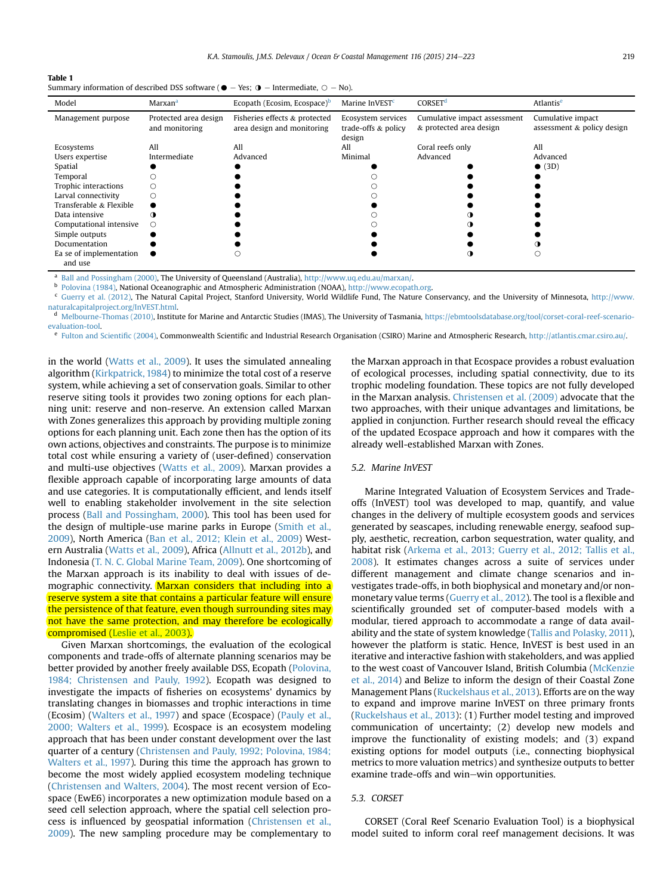**Table 1**
Summary information of described DSS software (● – Yes; ◑ – Intermediate, ○ – No).

| Model | Marxan[a] | Ecopath (Ecosim, Ecospace)[b] | Marine InVEST[c] | CORSET[d] | Atlantis[e] |
|---|---|---|---|---|---|
| Management purpose | Protected area design and monitoring | Fisheries effects & protected area design and monitoring | Ecosystem services trade-offs & policy design | Cumulative impact assessment & protected area design | Cumulative impact assessment & policy design |
| Ecosystems | All | All | All | Coral reefs only | All |
| Users expertise | Intermediate | Advanced | Minimal | Advanced | Advanced |
| Spatial | ● | ● | ● | ● | ● (3D) |
| Temporal | ○ | ● | ○ | ● | ● |
| Trophic interactions | ○ | ● | ○ | ● | ● |
| Larval connectivity | ○ | ● | ○ | ● | ● |
| Transferable & Flexible | ● | ● | ● | ● | ● |
| Data intensive | ◑ | ● | ○ | ◑ | ● |
| Computational intensive | ○ | ● | ○ | ◑ | ● |
| Simple outputs | ● | ● | ● | ● | ● |
| Documentation | ● | ● | ● | ● | ◑ |
| Ea se of implementation and use | ● | ○ | ● | ◑ | ○ |

[a] Ball and Possingham (2000), The University of Queensland (Australia), http://www.uq.edu.au/marxan/.
[b] Polovina (1984), National Oceanographic and Atmospheric Administration (NOAA), http://www.ecopath.org.
[c] Guerry et al. (2012), The Natural Capital Project, Stanford University, World Wildlife Fund, The Nature Conservancy, and the University of Minnesota, http://www.naturalcapitalproject.org/InVEST.html.
[d] Melbourne-Thomas (2010), Institute for Marine and Antarctic Studies (IMAS), The University of Tasmania, https://ebmtoolsdatabase.org/tool/corset-coral-reef-scenario-evaluation-tool.
[e] Fulton and Scientific (2004), Commonwealth Scientific and Industrial Research Organisation (CSIRO) Marine and Atmospheric Research, http://atlantis.cmar.csiro.au/.

in the world (Watts et al., 2009). It uses the simulated annealing algorithm (Kirkpatrick, 1984) to minimize the total cost of a reserve system, while achieving a set of conservation goals. Similar to other reserve siting tools it provides two zoning options for each planning unit: reserve and non-reserve. An extension called Marxan with Zones generalizes this approach by providing multiple zoning options for each planning unit. Each zone then has the option of its own actions, objectives and constraints. The purpose is to minimize total cost while ensuring a variety of (user-defined) conservation and multi-use objectives (Watts et al., 2009). Marxan provides a flexible approach capable of incorporating large amounts of data and use categories. It is computationally efficient, and lends itself well to enabling stakeholder involvement in the site selection process (Ball and Possingham, 2000). This tool has been used for the design of multiple-use marine parks in Europe (Smith et al., 2009), North America (Ban et al., 2012; Klein et al., 2009) Western Australia (Watts et al., 2009), Africa (Allnutt et al., 2012b), and Indonesia (T. N. C. Global Marine Team, 2009). One shortcoming of the Marxan approach is its inability to deal with issues of demographic connectivity. Marxan considers that including into a reserve system a site that contains a particular feature will ensure the persistence of that feature, even though surrounding sites may not have the same protection, and may therefore be ecologically compromised (Leslie et al., 2003).

Given Marxan shortcomings, the evaluation of the ecological components and trade-offs of alternate planning scenarios may be better provided by another freely available DSS, Ecopath (Polovina, 1984; Christensen and Pauly, 1992). Ecopath was designed to investigate the impacts of fisheries on ecosystems' dynamics by translating changes in biomasses and trophic interactions in time (Ecosim) (Walters et al., 1997) and space (Ecospace) (Pauly et al., 2000; Walters et al., 1999). Ecospace is an ecosystem modeling approach that has been under constant development over the last quarter of a century (Christensen and Pauly, 1992; Polovina, 1984; Walters et al., 1997). During this time the approach has grown to become the most widely applied ecosystem modeling technique (Christensen and Walters, 2004). The most recent version of Ecospace (EwE6) incorporates a new optimization module based on a seed cell selection approach, where the spatial cell selection process is influenced by geospatial information (Christensen et al., 2009). The new sampling procedure may be complementary to the Marxan approach in that Ecospace provides a robust evaluation of ecological processes, including spatial connectivity, due to its trophic modeling foundation. These topics are not fully developed in the Marxan analysis. Christensen et al. (2009) advocate that the two approaches, with their unique advantages and limitations, be applied in conjunction. Further research should reveal the efficacy of the updated Ecospace approach and how it compares with the already well-established Marxan with Zones.

### 5.2. Marine InVEST

Marine Integrated Valuation of Ecosystem Services and Trade-offs (InVEST) tool was developed to map, quantify, and value changes in the delivery of multiple ecosystem goods and services generated by seascapes, including renewable energy, seafood supply, aesthetic, recreation, carbon sequestration, water quality, and habitat risk (Arkema et al., 2013; Guerry et al., 2012; Tallis et al., 2008). It estimates changes across a suite of services under different management and climate change scenarios and investigates trade-offs, in both biophysical and monetary and/or non-monetary value terms (Guerry et al., 2012). The tool is a flexible and scientifically grounded set of computer-based models with a modular, tiered approach to accommodate a range of data availability and the state of system knowledge (Tallis and Polasky, 2011), however the platform is static. Hence, InVEST is best used in an iterative and interactive fashion with stakeholders, and was applied to the west coast of Vancouver Island, British Columbia (McKenzie et al., 2014) and Belize to inform the design of their Coastal Zone Management Plans (Ruckelshaus et al., 2013). Efforts are on the way to expand and improve marine InVEST on three primary fronts (Ruckelshaus et al., 2013): (1) Further model testing and improved communication of uncertainty; (2) develop new models and improve the functionality of existing models; and (3) expand existing options for model outputs (i.e., connecting biophysical metrics to more valuation metrics) and synthesize outputs to better examine trade-offs and win–win opportunities.

### 5.3. CORSET

CORSET (Coral Reef Scenario Evaluation Tool) is a biophysical model suited to inform coral reef management decisions. It was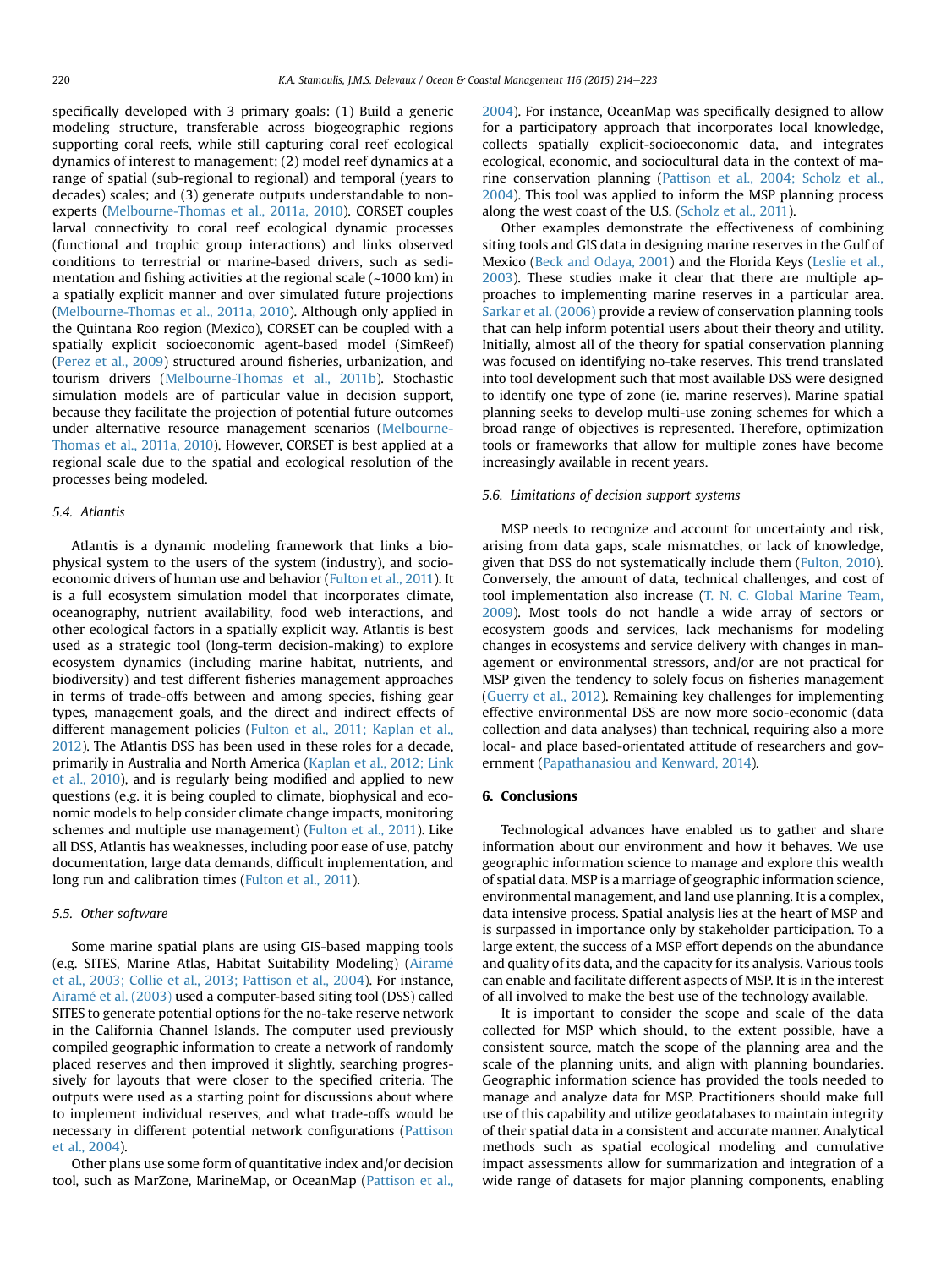specifically developed with 3 primary goals: (1) Build a generic modeling structure, transferable across biogeographic regions supporting coral reefs, while still capturing coral reef ecological dynamics of interest to management; (2) model reef dynamics at a range of spatial (sub-regional to regional) and temporal (years to decades) scales; and (3) generate outputs understandable to non-experts (Melbourne-Thomas et al., 2011a, 2010). CORSET couples larval connectivity to coral reef ecological dynamic processes (functional and trophic group interactions) and links observed conditions to terrestrial or marine-based drivers, such as sedimentation and fishing activities at the regional scale (~1000 km) in a spatially explicit manner and over simulated future projections (Melbourne-Thomas et al., 2011a, 2010). Although only applied in the Quintana Roo region (Mexico), CORSET can be coupled with a spatially explicit socioeconomic agent-based model (SimReef) (Perez et al., 2009) structured around fisheries, urbanization, and tourism drivers (Melbourne-Thomas et al., 2011b). Stochastic simulation models are of particular value in decision support, because they facilitate the projection of potential future outcomes under alternative resource management scenarios (Melbourne-Thomas et al., 2011a, 2010). However, CORSET is best applied at a regional scale due to the spatial and ecological resolution of the processes being modeled.

### 5.4. Atlantis

Atlantis is a dynamic modeling framework that links a biophysical system to the users of the system (industry), and socioeconomic drivers of human use and behavior (Fulton et al., 2011). It is a full ecosystem simulation model that incorporates climate, oceanography, nutrient availability, food web interactions, and other ecological factors in a spatially explicit way. Atlantis is best used as a strategic tool (long-term decision-making) to explore ecosystem dynamics (including marine habitat, nutrients, and biodiversity) and test different fisheries management approaches in terms of trade-offs between and among species, fishing gear types, management goals, and the direct and indirect effects of different management policies (Fulton et al., 2011; Kaplan et al., 2012). The Atlantis DSS has been used in these roles for a decade, primarily in Australia and North America (Kaplan et al., 2012; Link et al., 2010), and is regularly being modified and applied to new questions (e.g. it is being coupled to climate, biophysical and economic models to help consider climate change impacts, monitoring schemes and multiple use management) (Fulton et al., 2011). Like all DSS, Atlantis has weaknesses, including poor ease of use, patchy documentation, large data demands, difficult implementation, and long run and calibration times (Fulton et al., 2011).

### 5.5. Other software

Some marine spatial plans are using GIS-based mapping tools (e.g. SITES, Marine Atlas, Habitat Suitability Modeling) (Airamé et al., 2003; Collie et al., 2013; Pattison et al., 2004). For instance, Airamé et al. (2003) used a computer-based siting tool (DSS) called SITES to generate potential options for the no-take reserve network in the California Channel Islands. The computer used previously compiled geographic information to create a network of randomly placed reserves and then improved it slightly, searching progressively for layouts that were closer to the specified criteria. The outputs were used as a starting point for discussions about where to implement individual reserves, and what trade-offs would be necessary in different potential network configurations (Pattison et al., 2004).

Other plans use some form of quantitative index and/or decision tool, such as MarZone, MarineMap, or OceanMap (Pattison et al., 2004). For instance, OceanMap was specifically designed to allow for a participatory approach that incorporates local knowledge, collects spatially explicit-socioeconomic data, and integrates ecological, economic, and sociocultural data in the context of marine conservation planning (Pattison et al., 2004; Scholz et al., 2004). This tool was applied to inform the MSP planning process along the west coast of the U.S. (Scholz et al., 2011).

Other examples demonstrate the effectiveness of combining siting tools and GIS data in designing marine reserves in the Gulf of Mexico (Beck and Odaya, 2001) and the Florida Keys (Leslie et al., 2003). These studies make it clear that there are multiple approaches to implementing marine reserves in a particular area. Sarkar et al. (2006) provide a review of conservation planning tools that can help inform potential users about their theory and utility. Initially, almost all of the theory for spatial conservation planning was focused on identifying no-take reserves. This trend translated into tool development such that most available DSS were designed to identify one type of zone (ie. marine reserves). Marine spatial planning seeks to develop multi-use zoning schemes for which a broad range of objectives is represented. Therefore, optimization tools or frameworks that allow for multiple zones have become increasingly available in recent years.

### 5.6. Limitations of decision support systems

MSP needs to recognize and account for uncertainty and risk, arising from data gaps, scale mismatches, or lack of knowledge, given that DSS do not systematically include them (Fulton, 2010). Conversely, the amount of data, technical challenges, and cost of tool implementation also increase (T. N. C. Global Marine Team, 2009). Most tools do not handle a wide array of sectors or ecosystem goods and services, lack mechanisms for modeling changes in ecosystems and service delivery with changes in management or environmental stressors, and/or are not practical for MSP given the tendency to solely focus on fisheries management (Guerry et al., 2012). Remaining key challenges for implementing effective environmental DSS are now more socio-economic (data collection and data analyses) than technical, requiring also a more local- and place based-orientated attitude of researchers and government (Papathanasiou and Kenward, 2014).

## 6. Conclusions

Technological advances have enabled us to gather and share information about our environment and how it behaves. We use geographic information science to manage and explore this wealth of spatial data. MSP is a marriage of geographic information science, environmental management, and land use planning. It is a complex, data intensive process. Spatial analysis lies at the heart of MSP and is surpassed in importance only by stakeholder participation. To a large extent, the success of a MSP effort depends on the abundance and quality of its data, and the capacity for its analysis. Various tools can enable and facilitate different aspects of MSP. It is in the interest of all involved to make the best use of the technology available.

It is important to consider the scope and scale of the data collected for MSP which should, to the extent possible, have a consistent source, match the scope of the planning area and the scale of the planning units, and align with planning boundaries. Geographic information science has provided the tools needed to manage and analyze data for MSP. Practitioners should make full use of this capability and utilize geodatabases to maintain integrity of their spatial data in a consistent and accurate manner. Analytical methods such as spatial ecological modeling and cumulative impact assessments allow for summarization and integration of a wide range of datasets for major planning components, enabling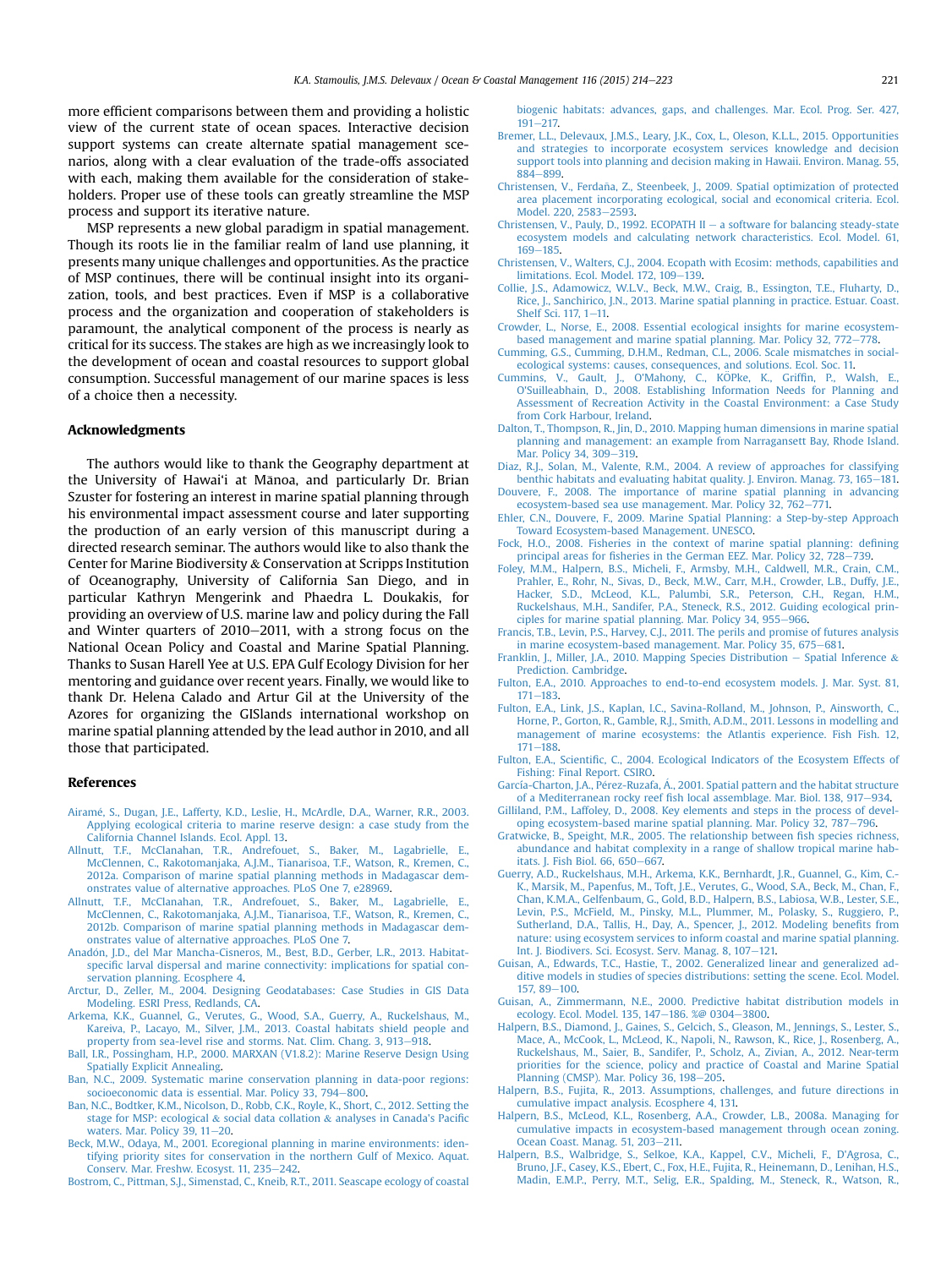more efficient comparisons between them and providing a holistic view of the current state of ocean spaces. Interactive decision support systems can create alternate spatial management scenarios, along with a clear evaluation of the trade-offs associated with each, making them available for the consideration of stakeholders. Proper use of these tools can greatly streamline the MSP process and support its iterative nature.

MSP represents a new global paradigm in spatial management. Though its roots lie in the familiar realm of land use planning, it presents many unique challenges and opportunities. As the practice of MSP continues, there will be continual insight into its organization, tools, and best practices. Even if MSP is a collaborative process and the organization and cooperation of stakeholders is paramount, the analytical component of the process is nearly as critical for its success. The stakes are high as we increasingly look to the development of ocean and coastal resources to support global consumption. Successful management of our marine spaces is less of a choice then a necessity.

## Acknowledgments

The authors would like to thank the Geography department at the University of Hawai'i at Mānoa, and particularly Dr. Brian Szuster for fostering an interest in marine spatial planning through his environmental impact assessment course and later supporting the production of an early version of this manuscript during a directed research seminar. The authors would like to also thank the Center for Marine Biodiversity & Conservation at Scripps Institution of Oceanography, University of California San Diego, and in particular Kathryn Mengerink and Phaedra L. Doukakis, for providing an overview of U.S. marine law and policy during the Fall and Winter quarters of 2010–2011, with a strong focus on the National Ocean Policy and Coastal and Marine Spatial Planning. Thanks to Susan Harell Yee at U.S. EPA Gulf Ecology Division for her mentoring and guidance over recent years. Finally, we would like to thank Dr. Helena Calado and Artur Gil at the University of the Azores for organizing the GISlands international workshop on marine spatial planning attended by the lead author in 2010, and all those that participated.

## References

Airamé, S., Dugan, J.E., Lafferty, K.D., Leslie, H., McArdle, D.A., Warner, R.R., 2003. Applying ecological criteria to marine reserve design: a case study from the California Channel Islands. Ecol. Appl. 13.

Allnutt, T.F., McClanahan, T.R., Andrefouet, S., Baker, M., Lagabrielle, E., McClennen, C., Rakotomanjaka, A.J.M., Tianarisoa, T.F., Watson, R., Kremen, C., 2012a. Comparison of marine spatial planning methods in Madagascar demonstrates value of alternative approaches. PLoS One 7, e28969.

Allnutt, T.F., McClanahan, T.R., Andrefouet, S., Baker, M., Lagabrielle, E., McClennen, C., Rakotomanjaka, A.J.M., Tianarisoa, T.F., Watson, R., Kremen, C., 2012b. Comparison of marine spatial planning methods in Madagascar demonstrates value of alternative approaches. PLoS One 7.

Anadón, J.D., del Mar Mancha-Cisneros, M., Best, B.D., Gerber, L.R., 2013. Habitat-specific larval dispersal and marine connectivity: implications for spatial conservation planning. Ecosphere 4.

Arctur, D., Zeller, M., 2004. Designing Geodatabases: Case Studies in GIS Data Modeling. ESRI Press, Redlands, CA.

Arkema, K.K., Guannel, G., Verutes, G., Wood, S.A., Guerry, A., Ruckelshaus, M., Kareiva, P., Lacayo, M., Silver, J.M., 2013. Coastal habitats shield people and property from sea-level rise and storms. Nat. Clim. Chang. 3, 913–918.

Ball, I.R., Possingham, H.P., 2000. MARXAN (V1.8.2): Marine Reserve Design Using Spatially Explicit Annealing.

Ban, N.C., 2009. Systematic marine conservation planning in data-poor regions: socioeconomic data is essential. Mar. Policy 33, 794–800.

Ban, N.C., Bodtker, K.M., Nicolson, D., Robb, C.K., Royle, K., Short, C., 2012. Setting the stage for MSP: ecological & social data collation & analyses in Canada's Pacific waters. Mar. Policy 39, 11–20.

Beck, M.W., Odaya, M., 2001. Ecoregional planning in marine environments: identifying priority sites for conservation in the northern Gulf of Mexico. Aquat. Conserv. Mar. Freshw. Ecosyst. 11, 235–242.

Bostrom, C., Pittman, S.J., Simenstad, C., Kneib, R.T., 2011. Seascape ecology of coastal biogenic habitats: advances, gaps, and challenges. Mar. Ecol. Prog. Ser. 427, 191–217.

Bremer, L.L., Delevaux, J.M.S., Leary, J.K., Cox, L., Oleson, K.L.L., 2015. Opportunities and strategies to incorporate ecosystem services knowledge and decision support tools into planning and decision making in Hawaii. Environ. Manag. 55, 884–899.

Christensen, V., Ferdaña, Z., Steenbeek, J., 2009. Spatial optimization of protected area placement incorporating ecological, social and economical criteria. Ecol. Model. 220, 2583–2593.

Christensen, V., Pauly, D., 1992. ECOPATH II – a software for balancing steady-state ecosystem models and calculating network characteristics. Ecol. Model. 61, 169–185.

Christensen, V., Walters, C.J., 2004. Ecopath with Ecosim: methods, capabilities and limitations. Ecol. Model. 172, 109–139.

Collie, J.S., Adamowicz, W.L.V., Beck, M.W., Craig, B., Essington, T.E., Fluharty, D., Rice, J., Sanchirico, J.N., 2013. Marine spatial planning in practice. Estuar. Coast. Shelf Sci. 117, 1–11.

Crowder, L., Norse, E., 2008. Essential ecological insights for marine ecosystem-based management and marine spatial planning. Mar. Policy 32, 772–778.

Cumming, G.S., Cumming, D.H.M., Redman, C.L., 2006. Scale mismatches in social-ecological systems: causes, consequences, and solutions. Ecol. Soc. 11.

Cummins, V., Gault, J., O'Mahony, C., KÖPke, K., Griffin, P., Walsh, E., O'Suilleabhain, D., 2008. Establishing Information Needs for Planning and Assessment of Recreation Activity in the Coastal Environment: a Case Study from Cork Harbour, Ireland.

Dalton, T., Thompson, R., Jin, D., 2010. Mapping human dimensions in marine spatial planning and management: an example from Narragansett Bay, Rhode Island. Mar. Policy 34, 309–319.

Diaz, R.J., Solan, M., Valente, R.M., 2004. A review of approaches for classifying benthic habitats and evaluating habitat quality. J. Environ. Manag. 73, 165–181.

Douvere, F., 2008. The importance of marine spatial planning in advancing ecosystem-based sea use management. Mar. Policy 32, 762–771.

Ehler, C.N., Douvere, F., 2009. Marine Spatial Planning: a Step-by-step Approach Toward Ecosystem-based Management. UNESCO.

Fock, H.O., 2008. Fisheries in the context of marine spatial planning: defining principal areas for fisheries in the German EEZ. Mar. Policy 32, 728–739.

Foley, M.M., Halpern, B.S., Micheli, F., Armsby, M.H., Caldwell, M.R., Crain, C.M., Prahler, E., Rohr, N., Sivas, D., Beck, M.W., Carr, M.H., Crowder, L.B., Duffy, J.E., Hacker, S.D., McLeod, K.L., Palumbi, S.R., Peterson, C.H., Regan, H.M., Ruckelshaus, M.H., Sandifer, P.A., Steneck, R.S., 2012. Guiding ecological principles for marine spatial planning. Mar. Policy 34, 955–966.

Francis, T.B., Levin, P.S., Harvey, C.J., 2011. The perils and promise of futures analysis in marine ecosystem-based management. Mar. Policy 35, 675–681.

Franklin, J., Miller, J.A., 2010. Mapping Species Distribution – Spatial Inference & Prediction. Cambridge.

Fulton, E.A., 2010. Approaches to end-to-end ecosystem models. J. Mar. Syst. 81, 171–183.

Fulton, E.A., Link, J.S., Kaplan, I.C., Savina-Rolland, M., Johnson, P., Ainsworth, C., Horne, P., Gorton, R., Gamble, R.J., Smith, A.D.M., 2011. Lessons in modelling and management of marine ecosystems: the Atlantis experience. Fish Fish. 12, 171–188.

Fulton, E.A., Scientific, C., 2004. Ecological Indicators of the Ecosystem Effects of Fishing: Final Report. CSIRO.

García-Charton, J.A., Pérez-Ruzafa, Á., 2001. Spatial pattern and the habitat structure of a Mediterranean rocky reef fish local assemblage. Mar. Biol. 138, 917–934.

Gilliland, P.M., Laffoley, D., 2008. Key elements and steps in the process of developing ecosystem-based marine spatial planning. Mar. Policy 32, 787–796.

Gratwicke, B., Speight, M.R., 2005. The relationship between fish species richness, abundance and habitat complexity in a range of shallow tropical marine habitats. J. Fish Biol. 66, 650–667.

Guerry, A.D., Ruckelshaus, M.H., Arkema, K.K., Bernhardt, J.R., Guannel, G., Kim, C.-K., Marsik, M., Papenfus, M., Toft, J.E., Verutes, G., Wood, S.A., Beck, M., Chan, F., Chan, K.M.A., Gelfenbaum, G., Gold, B.D., Halpern, B.S., Labiosa, W.B., Lester, S.E., Levin, P.S., McField, M., Pinsky, M.L., Plummer, M., Polasky, S., Ruggiero, P., Sutherland, D.A., Tallis, H., Day, A., Spencer, J., 2012. Modeling benefits from nature: using ecosystem services to inform coastal and marine spatial planning. Int. J. Biodivers. Sci. Ecosyst. Serv. Manag. 8, 107–121.

Guisan, A., Edwards, T.C., Hastie, T., 2002. Generalized linear and generalized additive models in studies of species distributions: setting the scene. Ecol. Model. 157, 89–100.

Guisan, A., Zimmermann, N.E., 2000. Predictive habitat distribution models in ecology. Ecol. Model. 135, 147–186. %@ 0304–3800.

Halpern, B.S., Diamond, J., Gaines, S., Gelcich, S., Gleason, M., Jennings, S., Lester, S., Mace, A., McCook, L., McLeod, K., Napoli, N., Rawson, K., Rice, J., Rosenberg, A., Ruckelshaus, M., Saier, B., Sandifer, P., Scholz, A., Zivian, A., 2012. Near-term priorities for the science, policy and practice of Coastal and Marine Spatial Planning (CMSP). Mar. Policy 36, 198–205.

Halpern, B.S., Fujita, R., 2013. Assumptions, challenges, and future directions in cumulative impact analysis. Ecosphere 4, 131.

Halpern, B.S., McLeod, K.L., Rosenberg, A.A., Crowder, L.B., 2008a. Managing for cumulative impacts in ecosystem-based management through ocean zoning. Ocean Coast. Manag. 51, 203–211.

Halpern, B.S., Walbridge, S., Selkoe, K.A., Kappel, C.V., Micheli, F., D'Agrosa, C., Bruno, J.F., Casey, K.S., Ebert, C., Fox, H.E., Fujita, R., Heinemann, D., Lenihan, H.S., Madin, E.M.P., Perry, M.T., Selig, E.R., Spalding, M., Steneck, R., Watson, R.,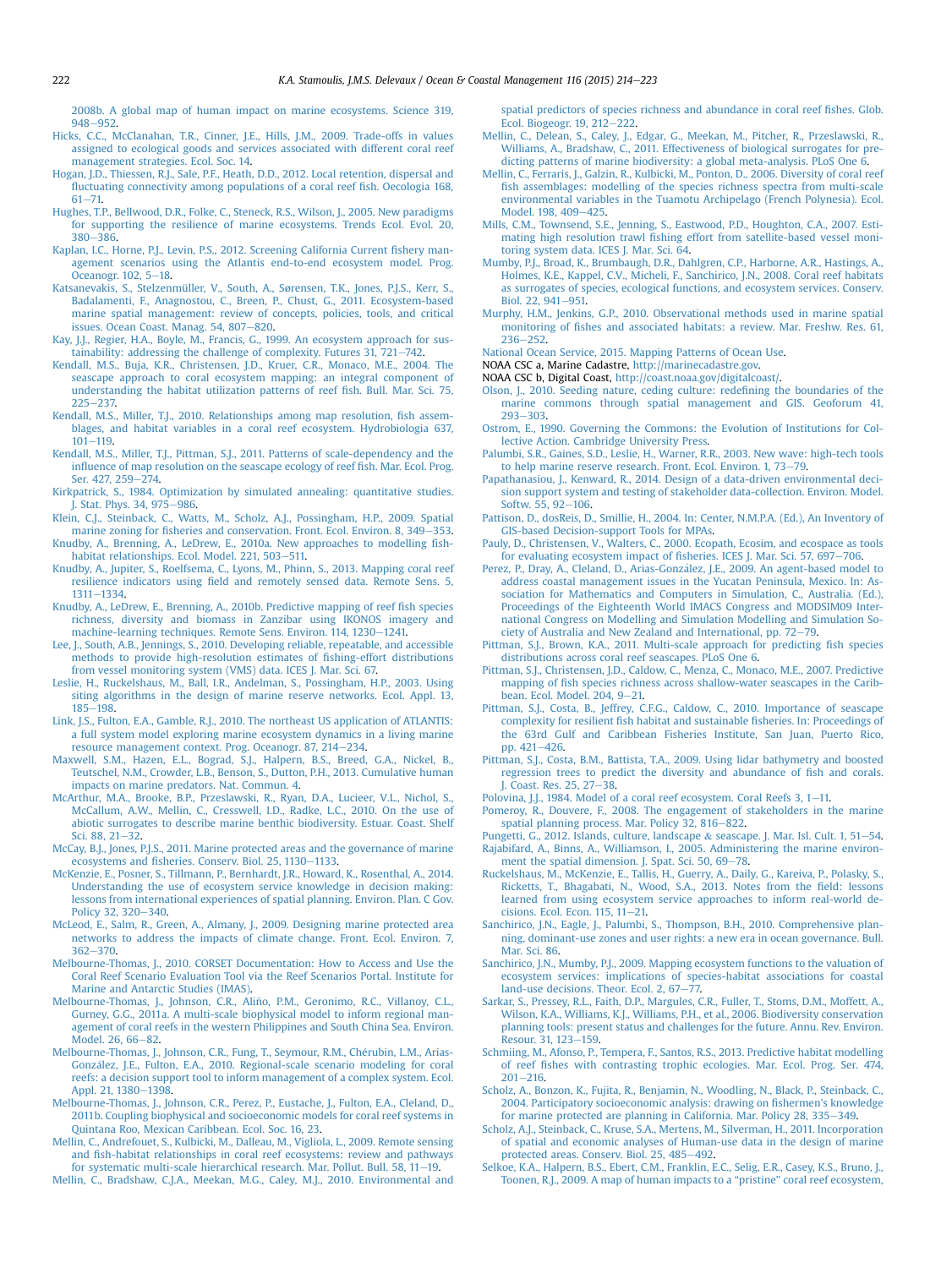2008b. A global map of human impact on marine ecosystems. Science 319, 948–952.

Hicks, C.C., McClanahan, T.R., Cinner, J.E., Hills, J.M., 2009. Trade-offs in values assigned to ecological goods and services associated with different coral reef management strategies. Ecol. Soc. 14.

Hogan, J.D., Thiessen, R.J., Sale, P.F., Heath, D.D., 2012. Local retention, dispersal and fluctuating connectivity among populations of a coral reef fish. Oecologia 168, 61–71.

Hughes, T.P., Bellwood, D.R., Folke, C., Steneck, R.S., Wilson, J., 2005. New paradigms for supporting the resilience of marine ecosystems. Trends Ecol. Evol. 20, 380–386.

Kaplan, I.C., Horne, P.J., Levin, P.S., 2012. Screening California Current fishery management scenarios using the Atlantis end-to-end ecosystem model. Prog. Oceanogr. 102, 5–18.

Katsanevakis, S., Stelzenmüller, V., South, A., Sørensen, T.K., Jones, P.J.S., Kerr, S., Badalamenti, F., Anagnostou, C., Breen, P., Chust, G., 2011. Ecosystem-based marine spatial management: review of concepts, policies, tools, and critical issues. Ocean Coast. Manag. 54, 807–820.

Kay, J.J., Regier, H.A., Boyle, M., Francis, G., 1999. An ecosystem approach for sustainability: addressing the challenge of complexity. Futures 31, 721–742.

Kendall, M.S., Buja, K.R., Christensen, J.D., Kruer, C.R., Monaco, M.E., 2004. The seascape approach to coral ecosystem mapping: an integral component of understanding the habitat utilization patterns of reef fish. Bull. Mar. Sci. 75, 225–237.

Kendall, M.S., Miller, T.J., 2010. Relationships among map resolution, fish assemblages, and habitat variables in a coral reef ecosystem. Hydrobiologia 637, 101–119.

Kendall, M.S., Miller, T.J., Pittman, S.J., 2011. Patterns of scale-dependency and the influence of map resolution on the seascape ecology of reef fish. Mar. Ecol. Prog. Ser. 427, 259–274.

Kirkpatrick, S., 1984. Optimization by simulated annealing: quantitative studies. J. Stat. Phys. 34, 975–986.

Klein, C.J., Steinback, C., Watts, M., Scholz, A.J., Possingham, H.P., 2009. Spatial marine zoning for fisheries and conservation. Front. Ecol. Environ. 8, 349–353.

Knudby, A., Brenning, A., LeDrew, E., 2010a. New approaches to modelling fish-habitat relationships. Ecol. Model. 221, 503–511.

Knudby, A., Jupiter, S., Roelfsema, C., Lyons, M., Phinn, S., 2013. Mapping coral reef resilience indicators using field and remotely sensed data. Remote Sens. 5, 1311–1334.

Knudby, A., LeDrew, E., Brenning, A., 2010b. Predictive mapping of reef fish species richness, diversity and biomass in Zanzibar using IKONOS imagery and machine-learning techniques. Remote Sens. Environ. 114, 1230–1241.

Lee, J., South, A.B., Jennings, S., 2010. Developing reliable, repeatable, and accessible methods to provide high-resolution estimates of fishing-effort distributions from vessel monitoring system (VMS) data. ICES J. Mar. Sci. 67.

Leslie, H., Ruckelshaus, M., Ball, I.R., Andelman, S., Possingham, H.P., 2003. Using siting algorithms in the design of marine reserve networks. Ecol. Appl. 13, 185–198.

Link, J.S., Fulton, E.A., Gamble, R.J., 2010. The northeast US application of ATLANTIS: a full system model exploring marine ecosystem dynamics in a living marine resource management context. Prog. Oceanogr. 87, 214–234.

Maxwell, S.M., Hazen, E.L., Bograd, S.J., Halpern, B.S., Breed, G.A., Nickel, B., Teutschel, N.M., Crowder, L.B., Benson, S., Dutton, P.H., 2013. Cumulative human impacts on marine predators. Nat. Commun. 4.

McArthur, M.A., Brooke, B.P., Przeslawski, R., Ryan, D.A., Lucieer, V.L., Nichol, S., McCallum, A.W., Mellin, C., Cresswell, I.D., Radke, L.C., 2010. On the use of abiotic surrogates to describe marine benthic biodiversity. Estuar. Coast. Shelf Sci. 88, 21–32.

McCay, B.J., Jones, P.J.S., 2011. Marine protected areas and the governance of marine ecosystems and fisheries. Conserv. Biol. 25, 1130–1133.

McKenzie, E., Posner, S., Tillmann, P., Bernhardt, J.R., Howard, K., Rosenthal, A., 2014. Understanding the use of ecosystem service knowledge in decision making: lessons from international experiences of spatial planning. Environ. Plan. C Gov. Policy 32, 320–340.

McLeod, E., Salm, R., Green, A., Almany, J., 2009. Designing marine protected area networks to address the impacts of climate change. Front. Ecol. Environ. 7, 362–370.

Melbourne-Thomas, J., 2010. CORSET Documentation: How to Access and Use the Coral Reef Scenario Evaluation Tool via the Reef Scenarios Portal. Institute for Marine and Antarctic Studies (IMAS).

Melbourne-Thomas, J., Johnson, C.R., Aliño, P.M., Geronimo, R.C., Villanoy, C.L., Gurney, G.G., 2011a. A multi-scale biophysical model to inform regional management of coral reefs in the western Philippines and South China Sea. Environ. Model. 26, 66–82.

Melbourne-Thomas, J., Johnson, C.R., Fung, T., Seymour, R.M., Chérubin, L.M., Arias-González, J.E., Fulton, E.A., 2010. Regional-scale scenario modeling for coral reefs: a decision support tool to inform management of a complex system. Ecol. Appl. 21, 1380–1398.

Melbourne-Thomas, J., Johnson, C.R., Perez, P., Eustache, J., Fulton, E.A., Cleland, D., 2011b. Coupling biophysical and socioeconomic models for coral reef systems in Quintana Roo, Mexican Caribbean. Ecol. Soc. 16, 23.

Mellin, C., Andrefouet, S., Kulbicki, M., Dalleau, M., Vigliola, L., 2009. Remote sensing and fish-habitat relationships in coral reef ecosystems: review and pathways for systematic multi-scale hierarchical research. Mar. Pollut. Bull. 58, 11–19.

Mellin, C., Bradshaw, C.J.A., Meekan, M.G., Caley, M.J., 2010. Environmental and spatial predictors of species richness and abundance in coral reef fishes. Glob. Ecol. Biogeogr. 19, 212–222.

Mellin, C., Delean, S., Caley, J., Edgar, G., Meekan, M., Pitcher, R., Przeslawski, R., Williams, A., Bradshaw, C., 2011. Effectiveness of biological surrogates for predicting patterns of marine biodiversity: a global meta-analysis. PLoS One 6.

Mellin, C., Ferraris, J., Galzin, R., Kulbicki, M., Ponton, D., 2006. Diversity of coral reef fish assemblages: modelling of the species richness spectra from multi-scale environmental variables in the Tuamotu Archipelago (French Polynesia). Ecol. Model. 198, 409–425.

Mills, C.M., Townsend, S.E., Jenning, S., Eastwood, P.D., Houghton, C.A., 2007. Estimating high resolution trawl fishing effort from satellite-based vessel monitoring system data. ICES J. Mar. Sci. 64.

Mumby, P.J., Broad, K., Brumbaugh, D.R., Dahlgren, C.P., Harborne, A.R., Hastings, A., Holmes, K.E., Kappel, C.V., Micheli, F., Sanchirico, J.N., 2008. Coral reef habitats as surrogates of species, ecological functions, and ecosystem services. Conserv. Biol. 22, 941–951.

Murphy, H.M., Jenkins, G.P., 2010. Observational methods used in marine spatial monitoring of fishes and associated habitats: a review. Mar. Freshw. Res. 61, 236–252.

National Ocean Service, 2015. Mapping Patterns of Ocean Use.

NOAA CSC a, Marine Cadastre, http://marinecadastre.gov.

NOAA CSC b, Digital Coast, http://coast.noaa.gov/digitalcoast/.

Olson, J., 2010. Seeding nature, ceding culture: redefining the boundaries of the marine commons through spatial management and GIS. Geoforum 41, 293–303.

Ostrom, E., 1990. Governing the Commons: the Evolution of Institutions for Collective Action. Cambridge University Press.

Palumbi, S.R., Gaines, S.D., Leslie, H., Warner, R.R., 2003. New wave: high-tech tools to help marine reserve research. Front. Ecol. Environ. 1, 73–79.

Papathanasiou, J., Kenward, R., 2014. Design of a data-driven environmental decision support system and testing of stakeholder data-collection. Environ. Model. Softw. 55, 92–106.

Pattison, D., dosReis, D., Smillie, H., 2004. In: Center, N.M.P.A. (Ed.), An Inventory of GIS-based Decision-support Tools for MPAs.

Pauly, D., Christensen, V., Walters, C., 2000. Ecopath, Ecosim, and ecospace as tools for evaluating ecosystem impact of fisheries. ICES J. Mar. Sci. 57, 697–706.

Perez, P., Dray, A., Cleland, D., Arias-González, J.E., 2009. An agent-based model to address coastal management issues in the Yucatan Peninsula, Mexico. In: Association for Mathematics and Computers in Simulation, C., Australia. (Ed.), Proceedings of the Eighteenth World IMACS Congress and MODSIM09 International Congress on Modelling and Simulation Modelling and Simulation Society of Australia and New Zealand and International, pp. 72–79.

Pittman, S.J., Brown, K.A., 2011. Multi-scale approach for predicting fish species distributions across coral reef seascapes. PLoS One 6.

Pittman, S.J., Christensen, J.D., Caldow, C., Menza, C., Monaco, M.E., 2007. Predictive mapping of fish species richness across shallow-water seascapes in the Caribbean. Ecol. Model. 204, 9–21.

Pittman, S.J., Costa, B., Jeffrey, C.F.G., Caldow, C., 2010. Importance of seascape complexity for resilient fish habitat and sustainable fisheries. In: Proceedings of the 63rd Gulf and Caribbean Fisheries Institute, San Juan, Puerto Rico, pp. 421–426.

Pittman, S.J., Costa, B.M., Battista, T.A., 2009. Using lidar bathymetry and boosted regression trees to predict the diversity and abundance of fish and corals. J. Coast. Res. 25, 27–38.

Polovina, J.J., 1984. Model of a coral reef ecosystem. Coral Reefs 3, 1–11.

Pomeroy, R., Douvere, F., 2008. The engagement of stakeholders in the marine spatial planning process. Mar. Policy 32, 816–822.

Pungetti, G., 2012. Islands, culture, landscape & seascape. J. Mar. Isl. Cult. 1, 51–54.

Rajabifard, A., Binns, A., Williamson, I., 2005. Administering the marine environment the spatial dimension. J. Spat. Sci. 50, 69–78.

Ruckelshaus, M., McKenzie, E., Tallis, H., Guerry, A., Daily, G., Kareiva, P., Polasky, S., Ricketts, T., Bhagabati, N., Wood, S.A., 2013. Notes from the field: lessons learned from using ecosystem service approaches to inform real-world decisions. Ecol. Econ. 115, 11–21.

Sanchirico, J.N., Eagle, J., Palumbi, S., Thompson, B.H., 2010. Comprehensive planning, dominant-use zones and user rights: a new era in ocean governance. Bull. Mar. Sci. 86.

Sanchirico, J.N., Mumby, P.J., 2009. Mapping ecosystem functions to the valuation of ecosystem services: implications of species-habitat associations for coastal land-use decisions. Theor. Ecol. 2, 67–77.

Sarkar, S., Pressey, R.L., Faith, D.P., Margules, C.R., Fuller, T., Stoms, D.M., Moffett, A., Wilson, K.A., Williams, K.J., Williams, P.H., et al., 2006. Biodiversity conservation planning tools: present status and challenges for the future. Annu. Rev. Environ. Resour. 31, 123–159.

Schmiing, M., Afonso, P., Tempera, F., Santos, R.S., 2013. Predictive habitat modelling of reef fishes with contrasting trophic ecologies. Mar. Ecol. Prog. Ser. 474, 201–216.

Scholz, A., Bonzon, K., Fujita, R., Benjamin, N., Woodling, N., Black, P., Steinback, C., 2004. Participatory socioeconomic analysis: drawing on fishermen's knowledge for marine protected area planning in California. Mar. Policy 28, 335–349.

Scholz, A.J., Steinback, C., Kruse, S.A., Mertens, M., Silverman, H., 2011. Incorporation of spatial and economic analyses of Human-use data in the design of marine protected areas. Conserv. Biol. 25, 485–492.

Selkoe, K.A., Halpern, B.S., Ebert, C.M., Franklin, E.C., Selig, E.R., Casey, K.S., Bruno, J., Toonen, R.J., 2009. A map of human impacts to a "pristine" coral reef ecosystem,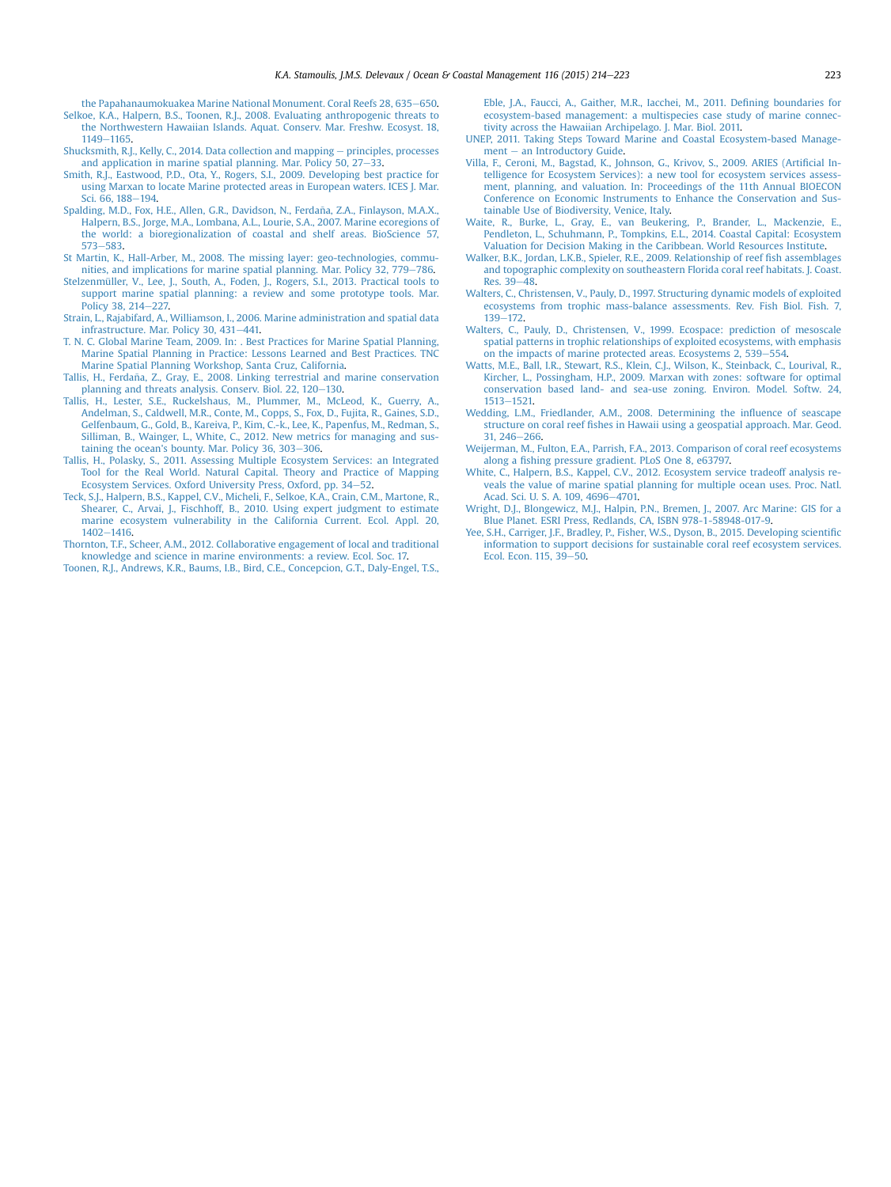the Papahanaumokuakea Marine National Monument. Coral Reefs 28, 635–650.

Selkoe, K.A., Halpern, B.S., Toonen, R.J., 2008. Evaluating anthropogenic threats to the Northwestern Hawaiian Islands. Aquat. Conserv. Mar. Freshw. Ecosyst. 18, 1149–1165.

Shucksmith, R.J., Kelly, C., 2014. Data collection and mapping – principles, processes and application in marine spatial planning. Mar. Policy 50, 27–33.

Smith, R.J., Eastwood, P.D., Ota, Y., Rogers, S.I., 2009. Developing best practice for using Marxan to locate Marine protected areas in European waters. ICES J. Mar. Sci. 66, 188–194.

Spalding, M.D., Fox, H.E., Allen, G.R., Davidson, N., Ferdaña, Z.A., Finlayson, M.A.X., Halpern, B.S., Jorge, M.A., Lombana, A.L., Lourie, S.A., 2007. Marine ecoregions of the world: a bioregionalization of coastal and shelf areas. BioScience 57, 573–583.

St Martin, K., Hall-Arber, M., 2008. The missing layer: geo-technologies, communities, and implications for marine spatial planning. Mar. Policy 32, 779–786.

Stelzenmüller, V., Lee, J., South, A., Foden, J., Rogers, S.I., 2013. Practical tools to support marine spatial planning: a review and some prototype tools. Mar. Policy 38, 214–227.

Strain, L., Rajabifard, A., Williamson, I., 2006. Marine administration and spatial data infrastructure. Mar. Policy 30, 431–441.

T. N. C. Global Marine Team, 2009. In: . Best Practices for Marine Spatial Planning, Marine Spatial Planning in Practice: Lessons Learned and Best Practices. TNC Marine Spatial Planning Workshop, Santa Cruz, California.

Tallis, H., Ferdaña, Z., Gray, E., 2008. Linking terrestrial and marine conservation planning and threats analysis. Conserv. Biol. 22, 120–130.

Tallis, H., Lester, S.E., Ruckelshaus, M., Plummer, M., McLeod, K., Guerry, A., Andelman, S., Caldwell, M.R., Conte, M., Copps, S., Fox, D., Fujita, R., Gaines, S.D., Gelfenbaum, G., Gold, B., Kareiva, P., Kim, C.-k., Lee, K., Papenfus, M., Redman, S., Silliman, B., Wainger, L., White, C., 2012. New metrics for managing and sustaining the ocean's bounty. Mar. Policy 36, 303–306.

Tallis, H., Polasky, S., 2011. Assessing Multiple Ecosystem Services: an Integrated Tool for the Real World. Natural Capital. Theory and Practice of Mapping Ecosystem Services. Oxford University Press, Oxford, pp. 34–52.

Teck, S.J., Halpern, B.S., Kappel, C.V., Micheli, F., Selkoe, K.A., Crain, C.M., Martone, R., Shearer, C., Arvai, J., Fischhoff, B., 2010. Using expert judgment to estimate marine ecosystem vulnerability in the California Current. Ecol. Appl. 20, 1402–1416.

Thornton, T.F., Scheer, A.M., 2012. Collaborative engagement of local and traditional knowledge and science in marine environments: a review. Ecol. Soc. 17.

Toonen, R.J., Andrews, K.R., Baums, I.B., Bird, C.E., Concepcion, G.T., Daly-Engel, T.S., Eble, J.A., Faucci, A., Gaither, M.R., Iacchei, M., 2011. Defining boundaries for ecosystem-based management: a multispecies case study of marine connectivity across the Hawaiian Archipelago. J. Mar. Biol. 2011.

UNEP, 2011. Taking Steps Toward Marine and Coastal Ecosystem-based Management – an Introductory Guide.

Villa, F., Ceroni, M., Bagstad, K., Johnson, G., Krivov, S., 2009. ARIES (Artificial Intelligence for Ecosystem Services): a new tool for ecosystem services assessment, planning, and valuation. In: Proceedings of the 11th Annual BIOECON Conference on Economic Instruments to Enhance the Conservation and Sustainable Use of Biodiversity, Venice, Italy.

Waite, R., Burke, L., Gray, E., van Beukering, P., Brander, L., Mackenzie, E., Pendleton, L., Schuhmann, P., Tompkins, E.L., 2014. Coastal Capital: Ecosystem Valuation for Decision Making in the Caribbean. World Resources Institute.

Walker, B.K., Jordan, L.K.B., Spieler, R.E., 2009. Relationship of reef fish assemblages and topographic complexity on southeastern Florida coral reef habitats. J. Coast. Res. 39–48.

Walters, C., Christensen, V., Pauly, D., 1997. Structuring dynamic models of exploited ecosystems from trophic mass-balance assessments. Rev. Fish Biol. Fish. 7, 139–172.

Walters, C., Pauly, D., Christensen, V., 1999. Ecospace: prediction of mesoscale spatial patterns in trophic relationships of exploited ecosystems, with emphasis on the impacts of marine protected areas. Ecosystems 2, 539–554.

Watts, M.E., Ball, I.R., Stewart, R.S., Klein, C.J., Wilson, K., Steinback, C., Lourival, R., Kircher, L., Possingham, H.P., 2009. Marxan with zones: software for optimal conservation based land- and sea-use zoning. Environ. Model. Softw. 24, 1513–1521.

Wedding, L.M., Friedlander, A.M., 2008. Determining the influence of seascape structure on coral reef fishes in Hawaii using a geospatial approach. Mar. Geod. 31, 246–266.

Weijerman, M., Fulton, E.A., Parrish, F.A., 2013. Comparison of coral reef ecosystems along a fishing pressure gradient. PLoS One 8, e63797.

White, C., Halpern, B.S., Kappel, C.V., 2012. Ecosystem service tradeoff analysis reveals the value of marine spatial planning for multiple ocean uses. Proc. Natl. Acad. Sci. U. S. A. 109, 4696–4701.

Wright, D.J., Blongewicz, M.J., Halpin, P.N., Bremen, J., 2007. Arc Marine: GIS for a Blue Planet. ESRI Press, Redlands, CA, ISBN 978-1-58948-017-9.

Yee, S.H., Carriger, J.F., Bradley, P., Fisher, W.S., Dyson, B., 2015. Developing scientific information to support decisions for sustainable coral reef ecosystem services. Ecol. Econ. 115, 39–50.